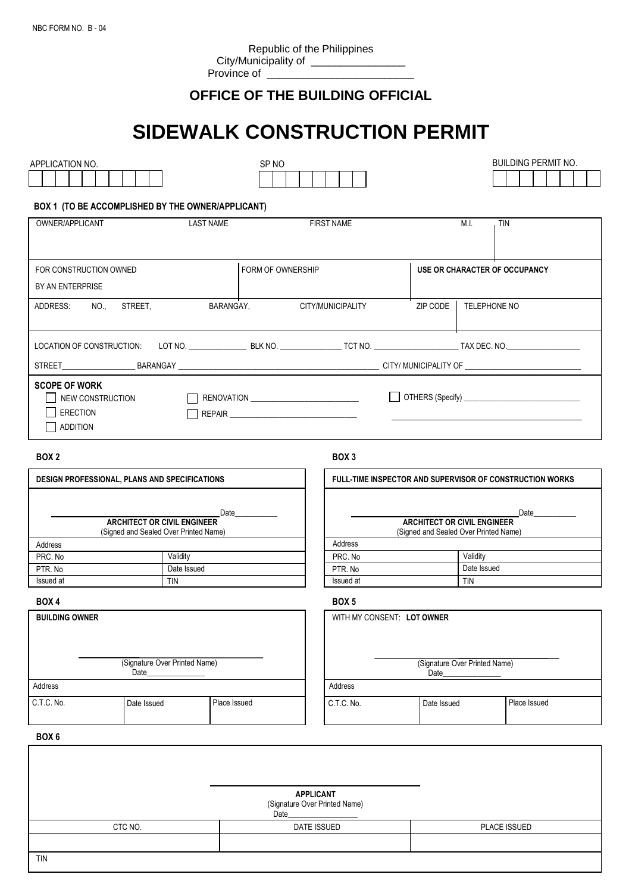NBC FORM NO. B - 04

Republic of the Philippines
City/Municipality of ________________
Province of ________________________

## OFFICE OF THE BUILDING OFFICIAL

# SIDEWALK CONSTRUCTION PERMIT

| APPLICATION NO. | SP NO | BUILDING PERMIT NO. |
|---|---|---|
| | | |

**BOX 1 (TO BE ACCOMPLISHED BY THE OWNER/APPLICANT)**

| OWNER/APPLICANT | LAST NAME | FIRST NAME | M.I. | TIN |
|---|---|---|---|---|
| | | | | |

| FOR CONSTRUCTION OWNED BY AN ENTERPRISE | FORM OF OWNERSHIP | **USE OR CHARACTER OF OCCUPANCY** |
|---|---|---|
| | | |

| ADDRESS: NO., STREET, BARANGAY, CITY/MUNICIPALITY | ZIP CODE | TELEPHONE NO |
|---|---|---|
| | | |

LOCATION OF CONSTRUCTION: LOT NO. ______________ BLK NO. _______________ TCT NO. ____________________ TAX DEC. NO.__________________

STREET__________________ BARANGAY ______________________________________________ CITY/ MUNICIPALITY OF __________________________

**SCOPE OF WORK**

- ☐ NEW CONSTRUCTION
- ☐ ERECTION
- ☐ ADDITION
- ☐ RENOVATION __________________________
- ☐ REPAIR ______________________________
- ☐ OTHERS (Specify) ____________________________

**BOX 2**

| DESIGN PROFESSIONAL, PLANS AND SPECIFICATIONS | |
|---|---|
| _________________________ Date__________ **ARCHITECT OR CIVIL ENGINEER** (Signed and Sealed Over Printed Name) | |
| Address | |
| PRC. No | Validity |
| PTR. No | Date Issued |
| Issued at | TIN |

**BOX 3**

| FULL-TIME INSPECTOR AND SUPERVISOR OF CONSTRUCTION WORKS | |
|---|---|
| _________________________ Date__________ **ARCHITECT OR CIVIL ENGINEER** (Signed and Sealed Over Printed Name) | |
| Address | |
| PRC. No | Validity |
| PTR. No | Date Issued |
| Issued at | TIN |

**BOX 4**

| BUILDING OWNER | | |
|---|---|---|
| _________________________ (Signature Over Printed Name) Date______________ | | |
| Address | | |
| C.T.C. No. | Date Issued | Place Issued |

**BOX 5**

| WITH MY CONSENT: **LOT OWNER** | | |
|---|---|---|
| _________________________ (Signature Over Printed Name) Date______________ | | |
| Address | | |
| C.T.C. No. | Date Issued | Place Issued |

**BOX 6**

| _________________________ **APPLICANT** (Signature Over Printed Name) Date________________ | | |
|---|---|---|
| CTC NO. | DATE ISSUED | PLACE ISSUED |
| | | |
| TIN | | |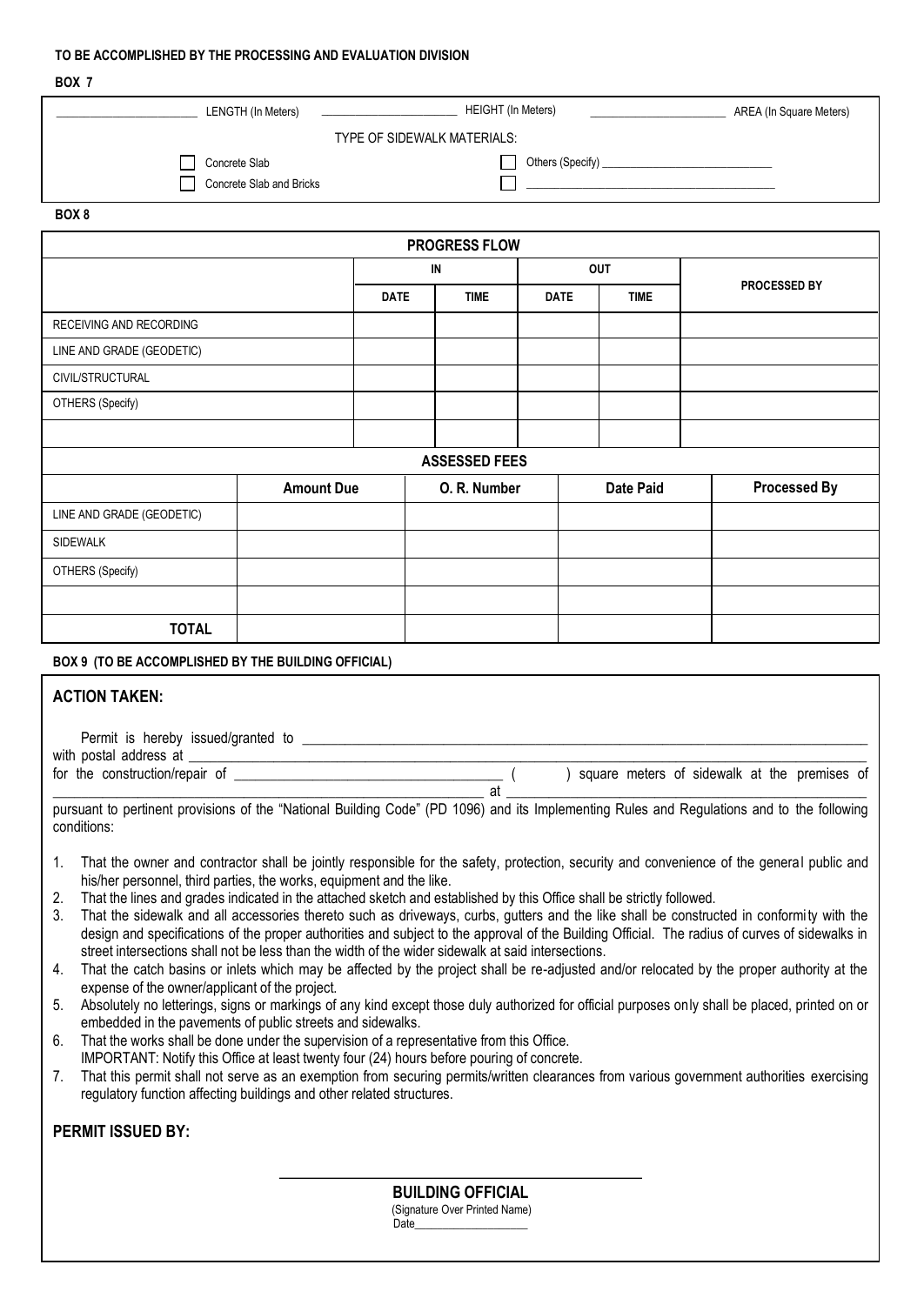**TO BE ACCOMPLISHED BY THE PROCESSING AND EVALUATION DIVISION**

**BOX 7**

| | | |
|---|---|---|
| ______________ LENGTH (In Meters) | ______________ HEIGHT (In Meters) | ______________ AREA (In Square Meters) |

TYPE OF SIDEWALK MATERIALS:

- ☐ Concrete Slab
- ☐ Concrete Slab and Bricks
- ☐ Others (Specify) ____________________________
- ☐ ________________________________________

**BOX 8**

| PROGRESS FLOW | | | | | |
|---|---|---|---|---|---|
| | IN | | OUT | | PROCESSED BY |
| | DATE | TIME | DATE | TIME | |
| RECEIVING AND RECORDING | | | | | |
| LINE AND GRADE (GEODETIC) | | | | | |
| CIVIL/STRUCTURAL | | | | | |
| OTHERS (Specify) | | | | | |
| | | | | | |

| ASSESSED FEES | | | | |
|---|---|---|---|---|
| | **Amount Due** | **O. R. Number** | **Date Paid** | **Processed By** |
| LINE AND GRADE (GEODETIC) | | | | |
| SIDEWALK | | | | |
| OTHERS (Specify) | | | | |
| | | | | |
| **TOTAL** | | | | |

**BOX 9 (TO BE ACCOMPLISHED BY THE BUILDING OFFICIAL)**

## ACTION TAKEN:

Permit is hereby issued/granted to ________________________________________________________________
with postal address at ________________________________________________________________________
for the construction/repair of ____________________________________ (        ) square meters of sidewalk at the premises of ________________________________________________ at ____________________________________________
pursuant to pertinent provisions of the "National Building Code" (PD 1096) and its Implementing Rules and Regulations and to the following conditions:

1. That the owner and contractor shall be jointly responsible for the safety, protection, security and convenience of the general public and his/her personnel, third parties, the works, equipment and the like.
2. That the lines and grades indicated in the attached sketch and established by this Office shall be strictly followed.
3. That the sidewalk and all accessories thereto such as driveways, curbs, gutters and the like shall be constructed in conformity with the design and specifications of the proper authorities and subject to the approval of the Building Official. The radius of curves of sidewalks in street intersections shall not be less than the width of the wider sidewalk at said intersections.
4. That the catch basins or inlets which may be affected by the project shall be re-adjusted and/or relocated by the proper authority at the expense of the owner/applicant of the project.
5. Absolutely no letterings, signs or markings of any kind except those duly authorized for official purposes only shall be placed, printed on or embedded in the pavements of public streets and sidewalks.
6. That the works shall be done under the supervision of a representative from this Office.
   IMPORTANT: Notify this Office at least twenty four (24) hours before pouring of concrete.
7. That this permit shall not serve as an exemption from securing permits/written clearances from various government authorities exercising regulatory function affecting buildings and other related structures.

## PERMIT ISSUED BY:

____________________________________________

**BUILDING OFFICIAL**
(Signature Over Printed Name)
Date__________________